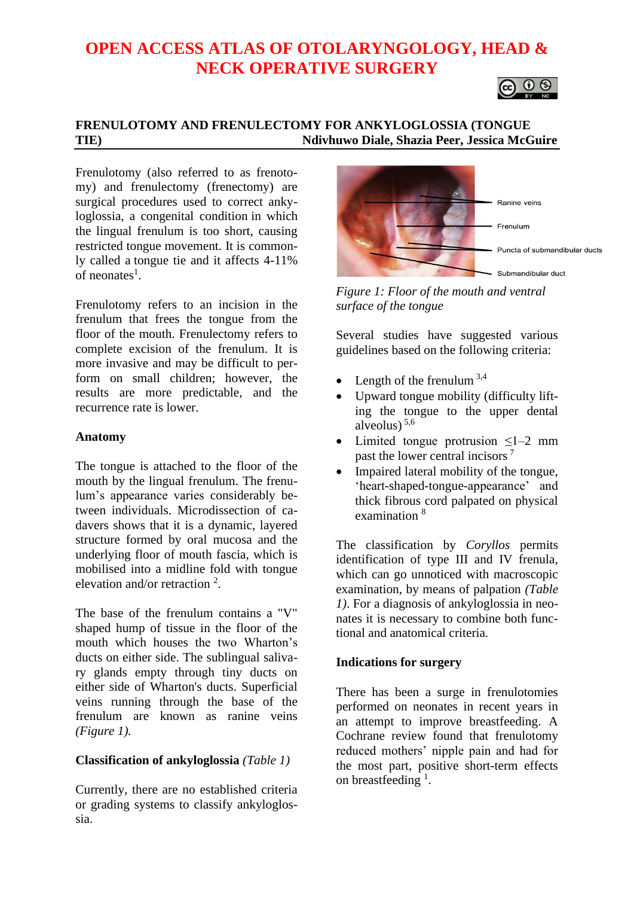# OPEN ACCESS ATLAS OF OTOLARYNGOLOGY, HEAD & NECK OPERATIVE SURGERY

## FRENULOTOMY AND FRENULECTOMY FOR ANKYLOGLOSSIA (TONGUE TIE)

**Ndivhuwo Diale, Shazia Peer, Jessica McGuire**

Frenulotomy (also referred to as frenotomy) and frenulectomy (frenectomy) are surgical procedures used to correct ankyloglossia, a congenital condition in which the lingual frenulum is too short, causing restricted tongue movement. It is commonly called a tongue tie and it affects 4-11% of neonates[1].

Frenulotomy refers to an incision in the frenulum that frees the tongue from the floor of the mouth. Frenulectomy refers to complete excision of the frenulum. It is more invasive and may be difficult to perform on small children; however, the results are more predictable, and the recurrence rate is lower.

### Anatomy

The tongue is attached to the floor of the mouth by the lingual frenulum. The frenulum's appearance varies considerably between individuals. Microdissection of cadavers shows that it is a dynamic, layered structure formed by oral mucosa and the underlying floor of mouth fascia, which is mobilised into a midline fold with tongue elevation and/or retraction [2].

The base of the frenulum contains a "V" shaped hump of tissue in the floor of the mouth which houses the two Wharton's ducts on either side. The sublingual salivary glands empty through tiny ducts on either side of Wharton's ducts. Superficial veins running through the base of the frenulum are known as ranine veins *(Figure 1).*

### Classification of ankyloglossia *(Table 1)*

Currently, there are no established criteria or grading systems to classify ankyloglossia.

Ranine veins
Frenulum
Puncta of submandibular ducts
Submandibular duct

*Figure 1: Floor of the mouth and ventral surface of the tongue*

Several studies have suggested various guidelines based on the following criteria:

- Length of the frenulum [3,4]
- Upward tongue mobility (difficulty lifting the tongue to the upper dental alveolus) [5,6]
- Limited tongue protrusion ≤1–2 mm past the lower central incisors [7]
- Impaired lateral mobility of the tongue, 'heart-shaped-tongue-appearance' and thick fibrous cord palpated on physical examination [8]

The classification by *Coryllos* permits identification of type III and IV frenula, which can go unnoticed with macroscopic examination, by means of palpation *(Table 1)*. For a diagnosis of ankyloglossia in neonates it is necessary to combine both functional and anatomical criteria.

### Indications for surgery

There has been a surge in frenulotomies performed on neonates in recent years in an attempt to improve breastfeeding. A Cochrane review found that frenulotomy reduced mothers' nipple pain and had for the most part, positive short-term effects on breastfeeding [1].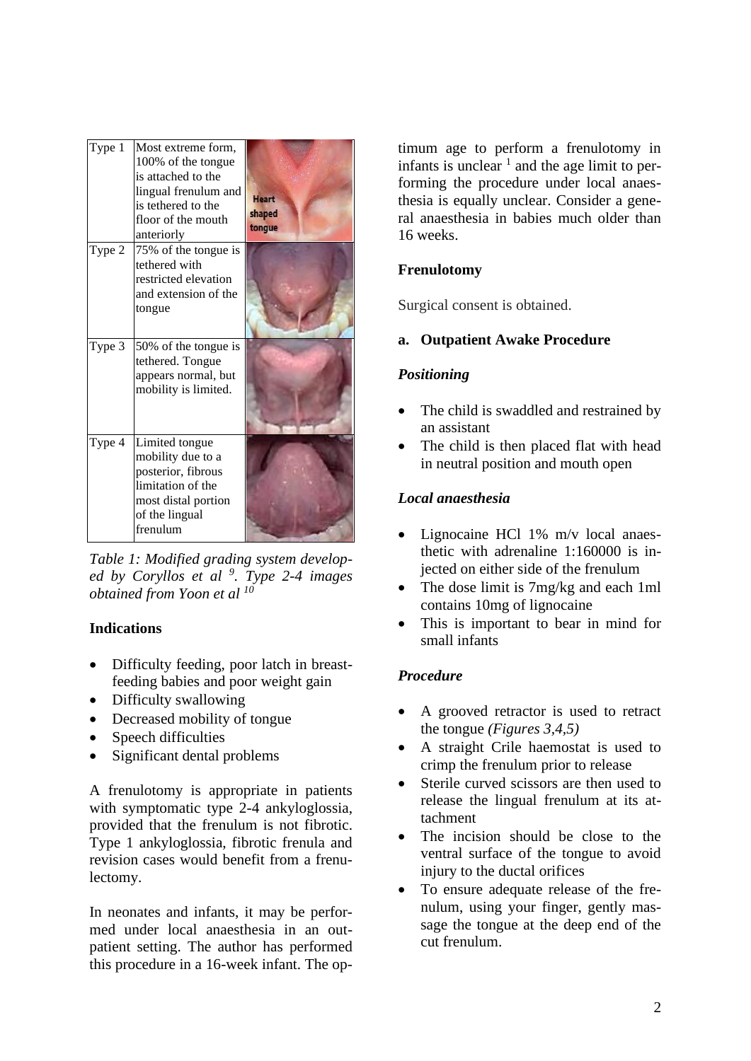| Type 1 | Most extreme form, 100% of the tongue is attached to the lingual frenulum and is tethered to the floor of the mouth anteriorly | Heart shaped tongue |
|---|---|---|
| Type 2 | 75% of the tongue is tethered with restricted elevation and extension of the tongue | |
| Type 3 | 50% of the tongue is tethered. Tongue appears normal, but mobility is limited. | |
| Type 4 | Limited tongue mobility due to a posterior, fibrous limitation of the most distal portion of the lingual frenulum | |

*Table 1: Modified grading system developed by Coryllos et al [9]. Type 2-4 images obtained from Yoon et al [10]*

**Indications**

- Difficulty feeding, poor latch in breast-feeding babies and poor weight gain
- Difficulty swallowing
- Decreased mobility of tongue
- Speech difficulties
- Significant dental problems

A frenulotomy is appropriate in patients with symptomatic type 2-4 ankyloglossia, provided that the frenulum is not fibrotic. Type 1 ankyloglossia, fibrotic frenula and revision cases would benefit from a frenulectomy.

In neonates and infants, it may be performed under local anaesthesia in an outpatient setting. The author has performed this procedure in a 16-week infant. The optimum age to perform a frenulotomy in infants is unclear [1] and the age limit to performing the procedure under local anaesthesia is equally unclear. Consider a general anaesthesia in babies much older than 16 weeks.

**Frenulotomy**

Surgical consent is obtained.

**a. Outpatient Awake Procedure**

***Positioning***

- The child is swaddled and restrained by an assistant
- The child is then placed flat with head in neutral position and mouth open

***Local anaesthesia***

- Lignocaine HCl 1% m/v local anaesthetic with adrenaline 1:160000 is injected on either side of the frenulum
- The dose limit is 7mg/kg and each 1ml contains 10mg of lignocaine
- This is important to bear in mind for small infants

***Procedure***

- A grooved retractor is used to retract the tongue *(Figures 3,4,5)*
- A straight Crile haemostat is used to crimp the frenulum prior to release
- Sterile curved scissors are then used to release the lingual frenulum at its attachment
- The incision should be close to the ventral surface of the tongue to avoid injury to the ductal orifices
- To ensure adequate release of the frenulum, using your finger, gently massage the tongue at the deep end of the cut frenulum.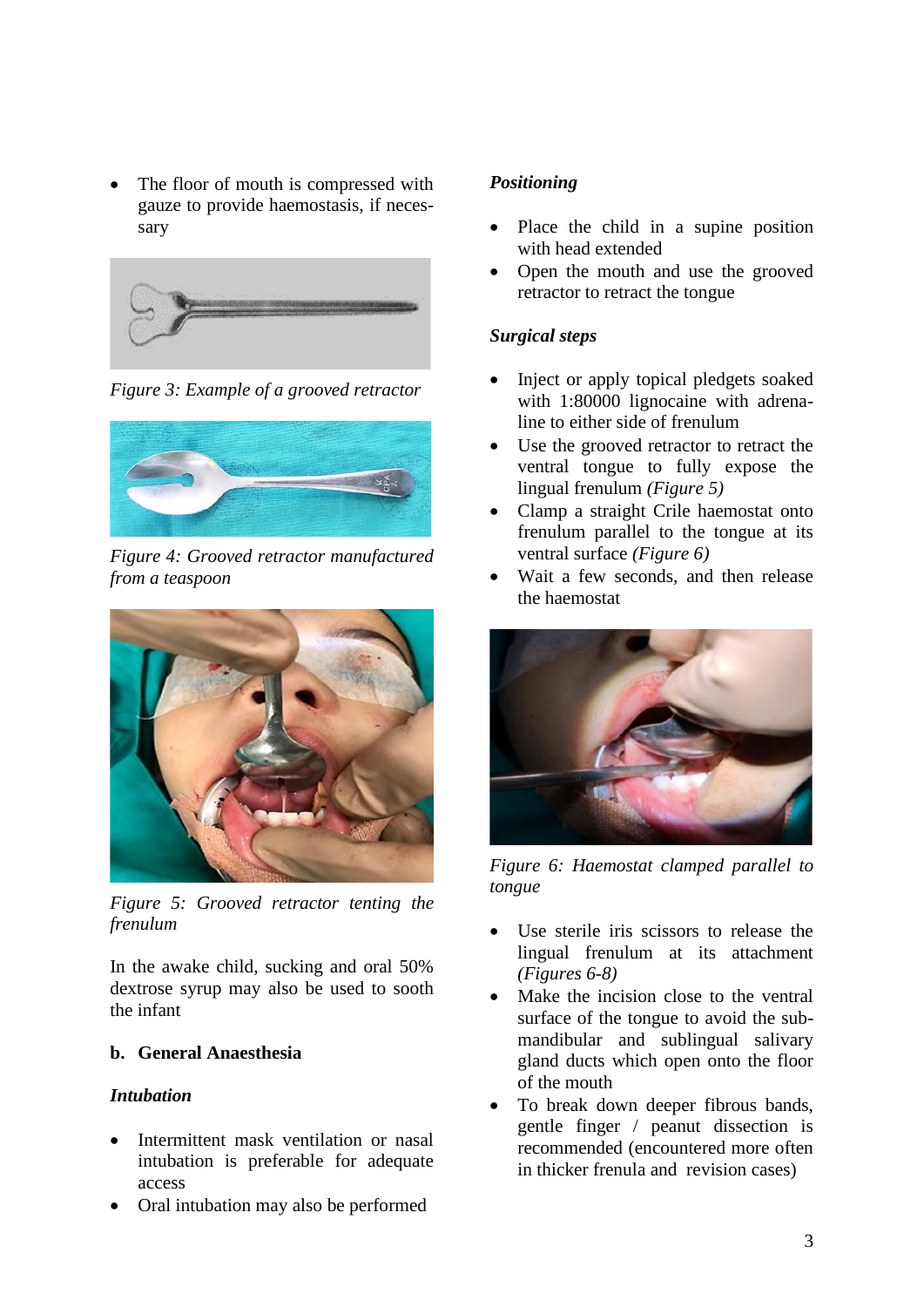- The floor of mouth is compressed with gauze to provide haemostasis, if necessary

*Figure 3: Example of a grooved retractor*

*Figure 4: Grooved retractor manufactured from a teaspoon*

*Figure 5: Grooved retractor tenting the frenulum*

In the awake child, sucking and oral 50% dextrose syrup may also be used to sooth the infant

### b. General Anaesthesia

#### *Intubation*

- Intermittent mask ventilation or nasal intubation is preferable for adequate access
- Oral intubation may also be performed

#### *Positioning*

- Place the child in a supine position with head extended
- Open the mouth and use the grooved retractor to retract the tongue

#### *Surgical steps*

- Inject or apply topical pledgets soaked with 1:80000 lignocaine with adrenaline to either side of frenulum
- Use the grooved retractor to retract the ventral tongue to fully expose the lingual frenulum *(Figure 5)*
- Clamp a straight Crile haemostat onto frenulum parallel to the tongue at its ventral surface *(Figure 6)*
- Wait a few seconds, and then release the haemostat

*Figure 6: Haemostat clamped parallel to tongue*

- Use sterile iris scissors to release the lingual frenulum at its attachment *(Figures 6-8)*
- Make the incision close to the ventral surface of the tongue to avoid the submandibular and sublingual salivary gland ducts which open onto the floor of the mouth
- To break down deeper fibrous bands, gentle finger / peanut dissection is recommended (encountered more often in thicker frenula and revision cases)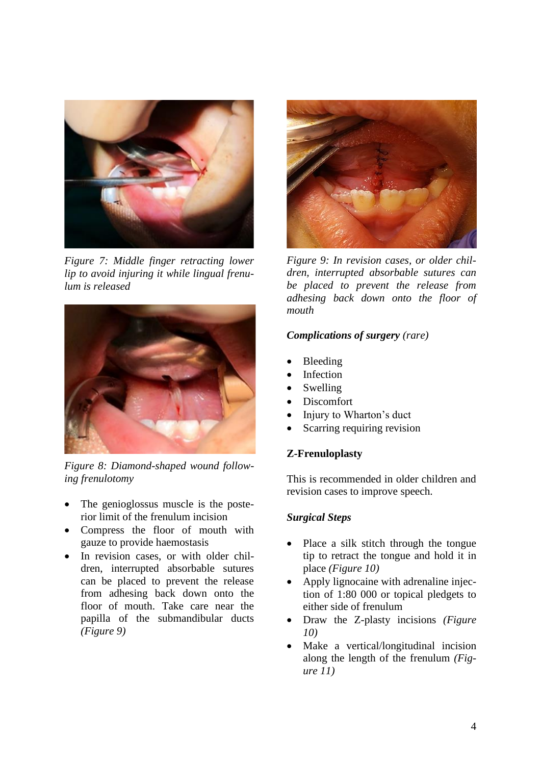*Figure 7: Middle finger retracting lower lip to avoid injuring it while lingual frenulum is released*

*Figure 8: Diamond-shaped wound following frenulotomy*

- The genioglossus muscle is the posterior limit of the frenulum incision
- Compress the floor of mouth with gauze to provide haemostasis
- In revision cases, or with older children, interrupted absorbable sutures can be placed to prevent the release from adhesing back down onto the floor of mouth. Take care near the papilla of the submandibular ducts *(Figure 9)*

*Figure 9: In revision cases, or older children, interrupted absorbable sutures can be placed to prevent the release from adhesing back down onto the floor of mouth*

***Complications of surgery*** *(rare)*

- Bleeding
- Infection
- Swelling
- Discomfort
- Injury to Wharton's duct
- Scarring requiring revision

**Z-Frenuloplasty**

This is recommended in older children and revision cases to improve speech.

***Surgical Steps***

- Place a silk stitch through the tongue tip to retract the tongue and hold it in place *(Figure 10)*
- Apply lignocaine with adrenaline injection of 1:80 000 or topical pledgets to either side of frenulum
- Draw the Z-plasty incisions *(Figure 10)*
- Make a vertical/longitudinal incision along the length of the frenulum *(Figure 11)*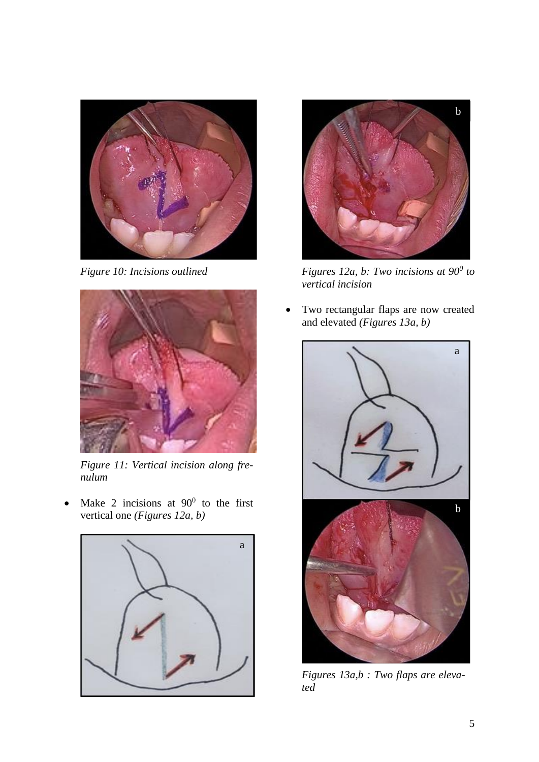*Figure 10: Incisions outlined*

*Figure 11: Vertical incision along frenulum*

- Make 2 incisions at $90^0$ to the first vertical one *(Figures 12a, b)*

*Figures 12a, b: Two incisions at $90^0$ to vertical incision*

- Two rectangular flaps are now created and elevated *(Figures 13a, b)*

*Figures 13a,b : Two flaps are elevated*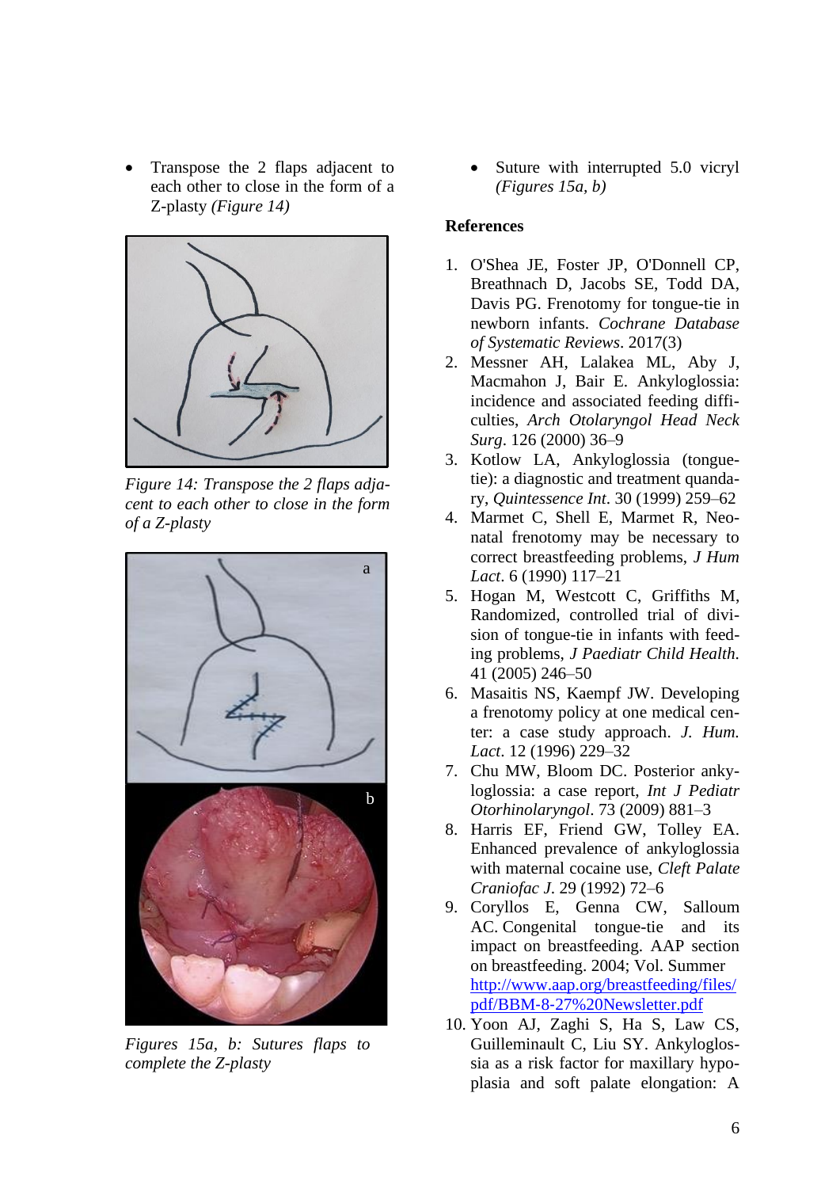- Transpose the 2 flaps adjacent to each other to close in the form of a Z-plasty *(Figure 14)*

*Figure 14: Transpose the 2 flaps adjacent to each other to close in the form of a Z-plasty*

*Figures 15a, b: Sutures flaps to complete the Z-plasty*

- Suture with interrupted 5.0 vicryl *(Figures 15a, b)*

**References**

1. O'Shea JE, Foster JP, O'Donnell CP, Breathnach D, Jacobs SE, Todd DA, Davis PG. Frenotomy for tongue-tie in newborn infants. *Cochrane Database of Systematic Reviews*. 2017(3)
2. Messner AH, Lalakea ML, Aby J, Macmahon J, Bair E. Ankyloglossia: incidence and associated feeding difficulties, *Arch Otolaryngol Head Neck Surg*. 126 (2000) 36–9
3. Kotlow LA, Ankyloglossia (tongue-tie): a diagnostic and treatment quandary, *Quintessence Int*. 30 (1999) 259–62
4. Marmet C, Shell E, Marmet R, Neonatal frenotomy may be necessary to correct breastfeeding problems, *J Hum Lact*. 6 (1990) 117–21
5. Hogan M, Westcott C, Griffiths M, Randomized, controlled trial of division of tongue-tie in infants with feeding problems, *J Paediatr Child Health*. 41 (2005) 246–50
6. Masaitis NS, Kaempf JW. Developing a frenotomy policy at one medical center: a case study approach. *J. Hum. Lact*. 12 (1996) 229–32
7. Chu MW, Bloom DC. Posterior ankyloglossia: a case report, *Int J Pediatr Otorhinolaryngol*. 73 (2009) 881–3
8. Harris EF, Friend GW, Tolley EA. Enhanced prevalence of ankyloglossia with maternal cocaine use, *Cleft Palate Craniofac J*. 29 (1992) 72–6
9. Coryllos E, Genna CW, Salloum AC. Congenital tongue-tie and its impact on breastfeeding. AAP section on breastfeeding. 2004; Vol. Summer http://www.aap.org/breastfeeding/files/pdf/BBM-8-27%20Newsletter.pdf
10. Yoon AJ, Zaghi S, Ha S, Law CS, Guilleminault C, Liu SY. Ankyloglossia as a risk factor for maxillary hypoplasia and soft palate elongation: A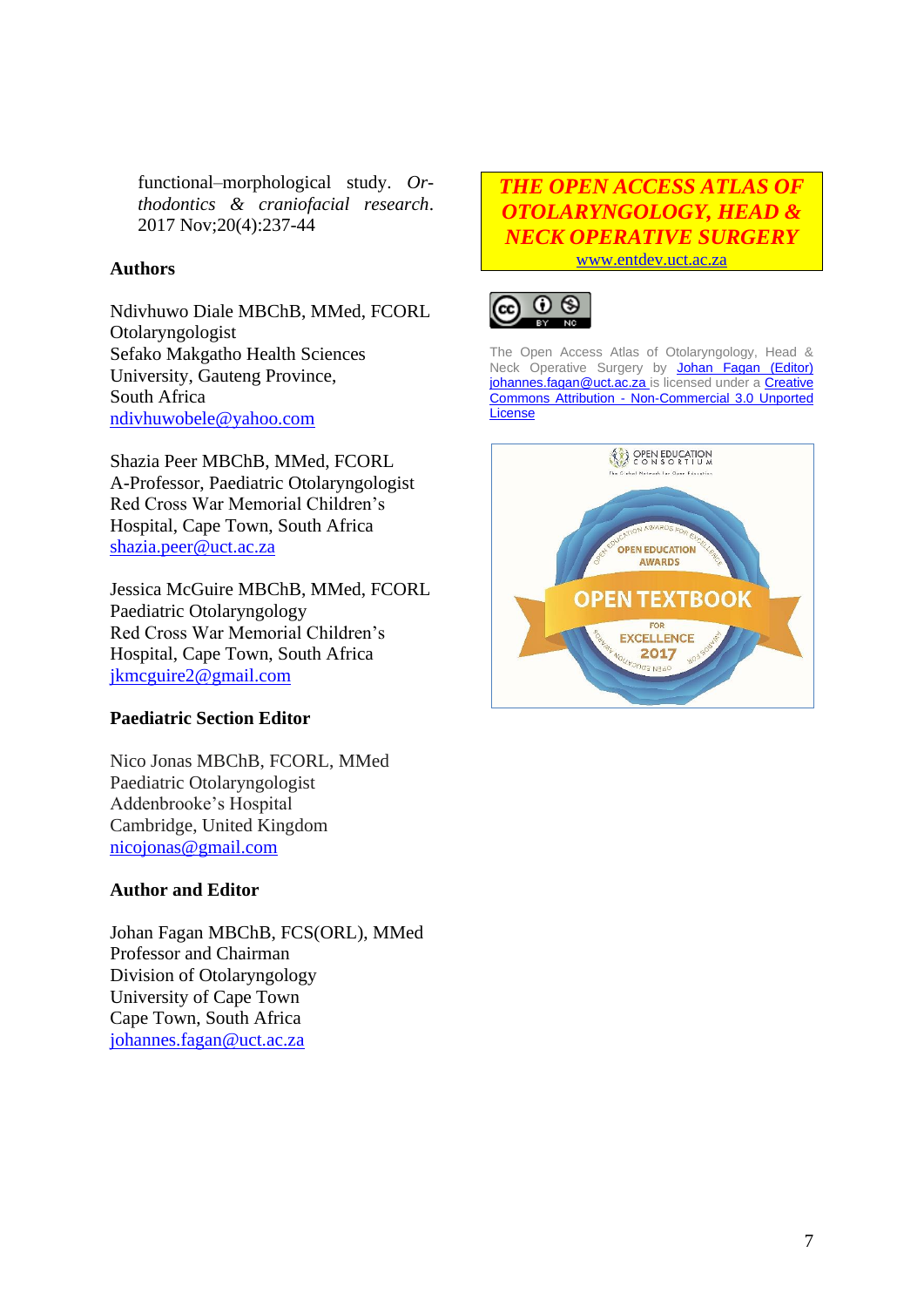functional–morphological study. *Orthodontics & craniofacial research*. 2017 Nov;20(4):237-44

## Authors

Ndivhuwo Diale MBChB, MMed, FCORL
Otolaryngologist
Sefako Makgatho Health Sciences University, Gauteng Province, South Africa
ndivhuwobele@yahoo.com

Shazia Peer MBChB, MMed, FCORL
A-Professor, Paediatric Otolaryngologist
Red Cross War Memorial Children's Hospital, Cape Town, South Africa
shazia.peer@uct.ac.za

Jessica McGuire MBChB, MMed, FCORL
Paediatric Otolaryngology
Red Cross War Memorial Children's Hospital, Cape Town, South Africa
jkmcguire2@gmail.com

## Paediatric Section Editor

Nico Jonas MBChB, FCORL, MMed
Paediatric Otolaryngologist
Addenbrooke's Hospital
Cambridge, United Kingdom
nicojonas@gmail.com

## Author and Editor

Johan Fagan MBChB, FCS(ORL), MMed
Professor and Chairman
Division of Otolaryngology
University of Cape Town
Cape Town, South Africa
johannes.fagan@uct.ac.za

***THE OPEN ACCESS ATLAS OF OTOLARYNGOLOGY, HEAD & NECK OPERATIVE SURGERY***
www.entdev.uct.ac.za

The Open Access Atlas of Otolaryngology, Head & Neck Operative Surgery by Johan Fagan (Editor) johannes.fagan@uct.ac.za is licensed under a Creative Commons Attribution - Non-Commercial 3.0 Unported License

OPEN EDUCATION CONSORTIUM
OPEN EDUCATION AWARDS
OPEN TEXTBOOK FOR EXCELLENCE 2017